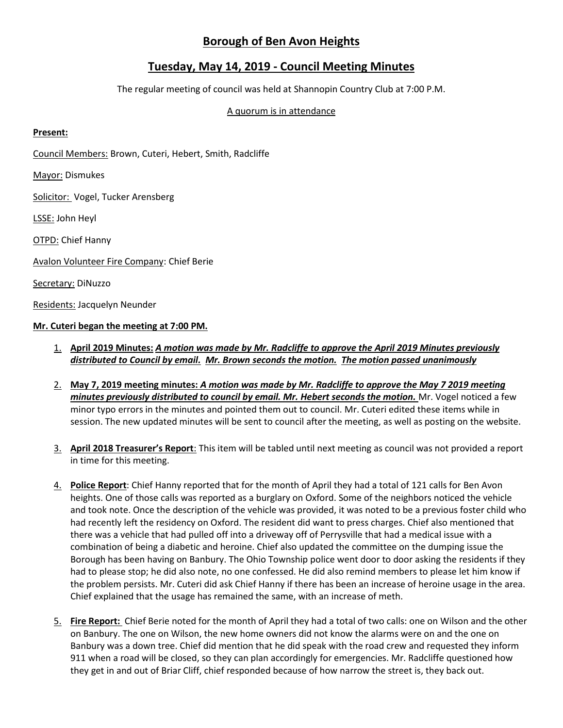# Borough of Ben Avon Heights

## Tuesday, May 14, 2019 - Council Meeting Minutes

The regular meeting of council was held at Shannopin Country Club at 7:00 P.M.

A quorum is in attendance

**Present:**

Council Members: Brown, Cuteri, Hebert, Smith, Radcliffe

Mayor: Dismukes

Solicitor: Vogel, Tucker Arensberg

LSSE: John Heyl

OTPD: Chief Hanny

Avalon Volunteer Fire Company: Chief Berie

Secretary: DiNuzzo

Residents: Jacquelyn Neunder

**Mr. Cuteri began the meeting at 7:00 PM.**

1. **April 2019 Minutes:** ***A motion was made by Mr. Radcliffe to approve the April 2019 Minutes previously distributed to Council by email. Mr. Brown seconds the motion. The motion passed unanimously***

2. **May 7, 2019 meeting minutes:** ***A motion was made by Mr. Radcliffe to approve the May 7 2019 meeting minutes previously distributed to council by email. Mr. Hebert seconds the motion.*** Mr. Vogel noticed a few minor typo errors in the minutes and pointed them out to council. Mr. Cuteri edited these items while in session. The new updated minutes will be sent to council after the meeting, as well as posting on the website.

3. **April 2018 Treasurer's Report**: This item will be tabled until next meeting as council was not provided a report in time for this meeting.

4. **Police Report**: Chief Hanny reported that for the month of April they had a total of 121 calls for Ben Avon heights. One of those calls was reported as a burglary on Oxford. Some of the neighbors noticed the vehicle and took note. Once the description of the vehicle was provided, it was noted to be a previous foster child who had recently left the residency on Oxford. The resident did want to press charges. Chief also mentioned that there was a vehicle that had pulled off into a driveway off of Perrysville that had a medical issue with a combination of being a diabetic and heroine. Chief also updated the committee on the dumping issue the Borough has been having on Banbury. The Ohio Township police went door to door asking the residents if they had to please stop; he did also note, no one confessed. He did also remind members to please let him know if the problem persists. Mr. Cuteri did ask Chief Hanny if there has been an increase of heroine usage in the area. Chief explained that the usage has remained the same, with an increase of meth.

5. **Fire Report:** Chief Berie noted for the month of April they had a total of two calls: one on Wilson and the other on Banbury. The one on Wilson, the new home owners did not know the alarms were on and the one on Banbury was a down tree. Chief did mention that he did speak with the road crew and requested they inform 911 when a road will be closed, so they can plan accordingly for emergencies. Mr. Radcliffe questioned how they get in and out of Briar Cliff, chief responded because of how narrow the street is, they back out.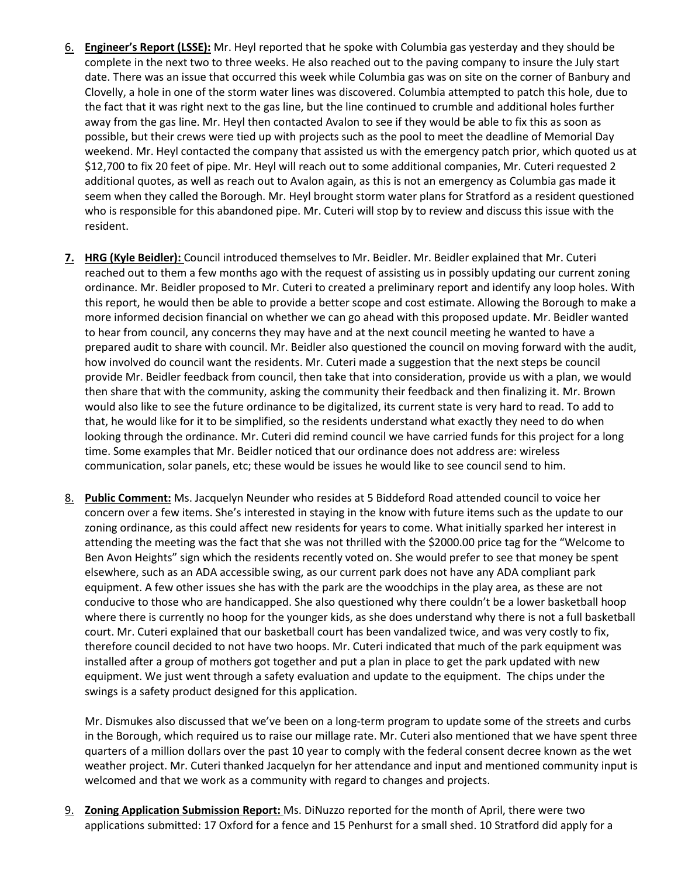6. **Engineer's Report (LSSE):** Mr. Heyl reported that he spoke with Columbia gas yesterday and they should be complete in the next two to three weeks. He also reached out to the paving company to insure the July start date. There was an issue that occurred this week while Columbia gas was on site on the corner of Banbury and Clovelly, a hole in one of the storm water lines was discovered. Columbia attempted to patch this hole, due to the fact that it was right next to the gas line, but the line continued to crumble and additional holes further away from the gas line. Mr. Heyl then contacted Avalon to see if they would be able to fix this as soon as possible, but their crews were tied up with projects such as the pool to meet the deadline of Memorial Day weekend. Mr. Heyl contacted the company that assisted us with the emergency patch prior, which quoted us at $12,700 to fix 20 feet of pipe. Mr. Heyl will reach out to some additional companies, Mr. Cuteri requested 2 additional quotes, as well as reach out to Avalon again, as this is not an emergency as Columbia gas made it seem when they called the Borough. Mr. Heyl brought storm water plans for Stratford as a resident questioned who is responsible for this abandoned pipe. Mr. Cuteri will stop by to review and discuss this issue with the resident.

7. **HRG (Kyle Beidler):** Council introduced themselves to Mr. Beidler. Mr. Beidler explained that Mr. Cuteri reached out to them a few months ago with the request of assisting us in possibly updating our current zoning ordinance. Mr. Beidler proposed to Mr. Cuteri to created a preliminary report and identify any loop holes. With this report, he would then be able to provide a better scope and cost estimate. Allowing the Borough to make a more informed decision financial on whether we can go ahead with this proposed update. Mr. Beidler wanted to hear from council, any concerns they may have and at the next council meeting he wanted to have a prepared audit to share with council. Mr. Beidler also questioned the council on moving forward with the audit, how involved do council want the residents. Mr. Cuteri made a suggestion that the next steps be council provide Mr. Beidler feedback from council, then take that into consideration, provide us with a plan, we would then share that with the community, asking the community their feedback and then finalizing it. Mr. Brown would also like to see the future ordinance to be digitalized, its current state is very hard to read. To add to that, he would like for it to be simplified, so the residents understand what exactly they need to do when looking through the ordinance. Mr. Cuteri did remind council we have carried funds for this project for a long time. Some examples that Mr. Beidler noticed that our ordinance does not address are: wireless communication, solar panels, etc; these would be issues he would like to see council send to him.

8. **Public Comment:** Ms. Jacquelyn Neunder who resides at 5 Biddeford Road attended council to voice her concern over a few items. She's interested in staying in the know with future items such as the update to our zoning ordinance, as this could affect new residents for years to come. What initially sparked her interest in attending the meeting was the fact that she was not thrilled with the $2000.00 price tag for the "Welcome to Ben Avon Heights" sign which the residents recently voted on. She would prefer to see that money be spent elsewhere, such as an ADA accessible swing, as our current park does not have any ADA compliant park equipment. A few other issues she has with the park are the woodchips in the play area, as these are not conducive to those who are handicapped. She also questioned why there couldn't be a lower basketball hoop where there is currently no hoop for the younger kids, as she does understand why there is not a full basketball court. Mr. Cuteri explained that our basketball court has been vandalized twice, and was very costly to fix, therefore council decided to not have two hoops. Mr. Cuteri indicated that much of the park equipment was installed after a group of mothers got together and put a plan in place to get the park updated with new equipment. We just went through a safety evaluation and update to the equipment. The chips under the swings is a safety product designed for this application.

   Mr. Dismukes also discussed that we've been on a long-term program to update some of the streets and curbs in the Borough, which required us to raise our millage rate. Mr. Cuteri also mentioned that we have spent three quarters of a million dollars over the past 10 year to comply with the federal consent decree known as the wet weather project. Mr. Cuteri thanked Jacquelyn for her attendance and input and mentioned community input is welcomed and that we work as a community with regard to changes and projects.

9. **Zoning Application Submission Report:** Ms. DiNuzzo reported for the month of April, there were two applications submitted: 17 Oxford for a fence and 15 Penhurst for a small shed. 10 Stratford did apply for a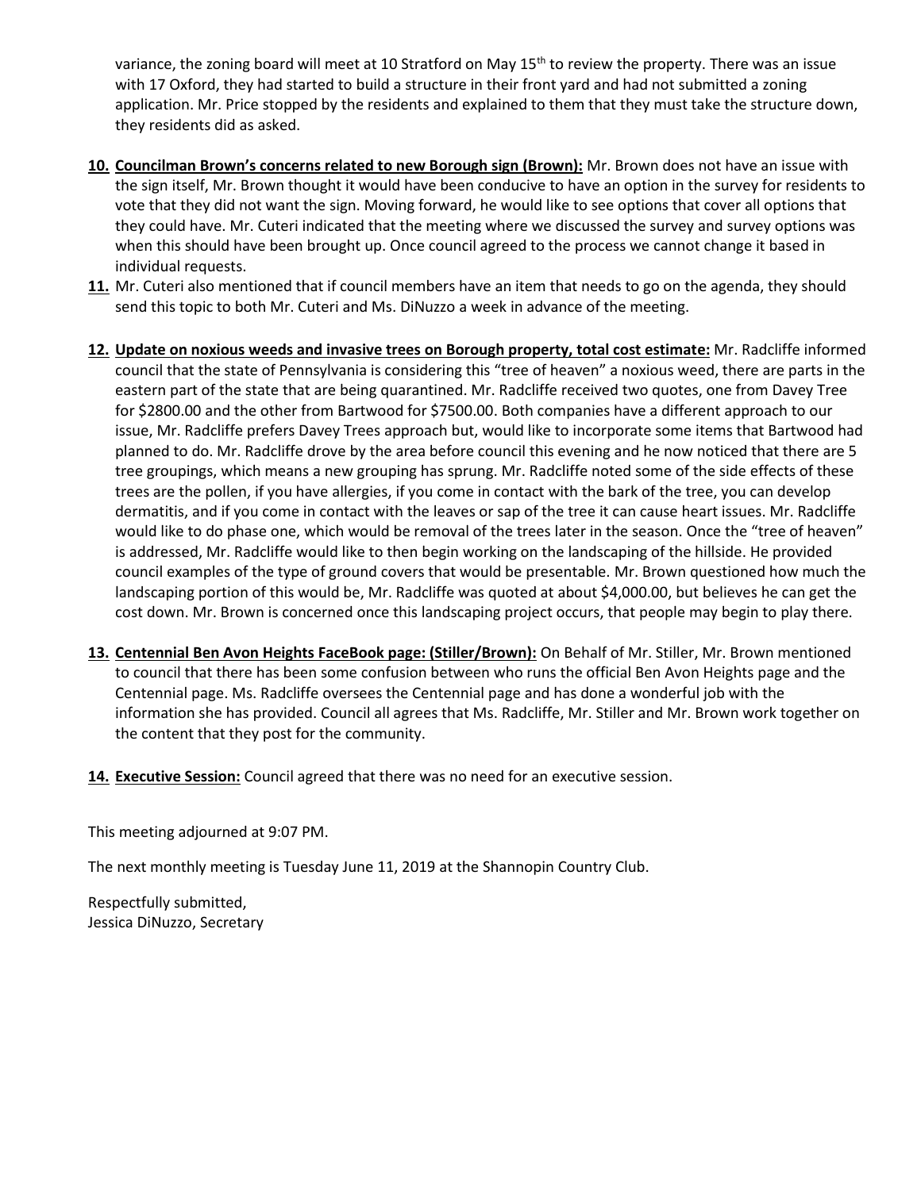variance, the zoning board will meet at 10 Stratford on May 15th to review the property. There was an issue with 17 Oxford, they had started to build a structure in their front yard and had not submitted a zoning application. Mr. Price stopped by the residents and explained to them that they must take the structure down, they residents did as asked.

10. **Councilman Brown's concerns related to new Borough sign (Brown):** Mr. Brown does not have an issue with the sign itself, Mr. Brown thought it would have been conducive to have an option in the survey for residents to vote that they did not want the sign. Moving forward, he would like to see options that cover all options that they could have. Mr. Cuteri indicated that the meeting where we discussed the survey and survey options was when this should have been brought up. Once council agreed to the process we cannot change it based in individual requests.
11. Mr. Cuteri also mentioned that if council members have an item that needs to go on the agenda, they should send this topic to both Mr. Cuteri and Ms. DiNuzzo a week in advance of the meeting.
12. **Update on noxious weeds and invasive trees on Borough property, total cost estimate:** Mr. Radcliffe informed council that the state of Pennsylvania is considering this "tree of heaven" a noxious weed, there are parts in the eastern part of the state that are being quarantined. Mr. Radcliffe received two quotes, one from Davey Tree for $2800.00 and the other from Bartwood for $7500.00. Both companies have a different approach to our issue, Mr. Radcliffe prefers Davey Trees approach but, would like to incorporate some items that Bartwood had planned to do. Mr. Radcliffe drove by the area before council this evening and he now noticed that there are 5 tree groupings, which means a new grouping has sprung. Mr. Radcliffe noted some of the side effects of these trees are the pollen, if you have allergies, if you come in contact with the bark of the tree, you can develop dermatitis, and if you come in contact with the leaves or sap of the tree it can cause heart issues. Mr. Radcliffe would like to do phase one, which would be removal of the trees later in the season. Once the "tree of heaven" is addressed, Mr. Radcliffe would like to then begin working on the landscaping of the hillside. He provided council examples of the type of ground covers that would be presentable. Mr. Brown questioned how much the landscaping portion of this would be, Mr. Radcliffe was quoted at about $4,000.00, but believes he can get the cost down. Mr. Brown is concerned once this landscaping project occurs, that people may begin to play there.
13. **Centennial Ben Avon Heights FaceBook page: (Stiller/Brown):** On Behalf of Mr. Stiller, Mr. Brown mentioned to council that there has been some confusion between who runs the official Ben Avon Heights page and the Centennial page. Ms. Radcliffe oversees the Centennial page and has done a wonderful job with the information she has provided. Council all agrees that Ms. Radcliffe, Mr. Stiller and Mr. Brown work together on the content that they post for the community.
14. **Executive Session:** Council agreed that there was no need for an executive session.

This meeting adjourned at 9:07 PM.

The next monthly meeting is Tuesday June 11, 2019 at the Shannopin Country Club.

Respectfully submitted,
Jessica DiNuzzo, Secretary